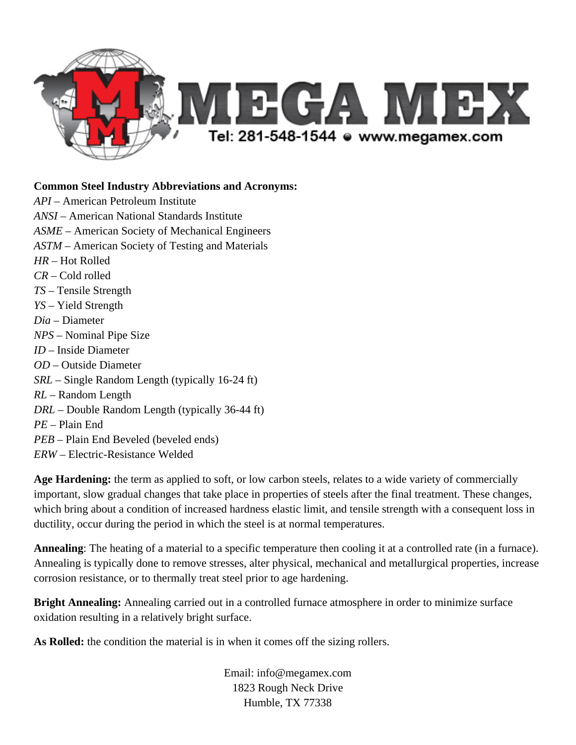# MEGA MEX

Tel: 281-548-1544 • www.megamex.com

**Common Steel Industry Abbreviations and Acronyms:**

*API* – American Petroleum Institute
*ANSI* – American National Standards Institute
*ASME* – American Society of Mechanical Engineers
*ASTM* – American Society of Testing and Materials
*HR* – Hot Rolled
*CR* – Cold rolled
*TS* – Tensile Strength
*YS* – Yield Strength
*Dia* – Diameter
*NPS* – Nominal Pipe Size
*ID* – Inside Diameter
*OD* – Outside Diameter
*SRL* – Single Random Length (typically 16-24 ft)
*RL* – Random Length
*DRL* – Double Random Length (typically 36-44 ft)
*PE* – Plain End
*PEB* – Plain End Beveled (beveled ends)
*ERW* – Electric-Resistance Welded

**Age Hardening:** the term as applied to soft, or low carbon steels, relates to a wide variety of commercially important, slow gradual changes that take place in properties of steels after the final treatment. These changes, which bring about a condition of increased hardness elastic limit, and tensile strength with a consequent loss in ductility, occur during the period in which the steel is at normal temperatures.

**Annealing**: The heating of a material to a specific temperature then cooling it at a controlled rate (in a furnace). Annealing is typically done to remove stresses, alter physical, mechanical and metallurgical properties, increase corrosion resistance, or to thermally treat steel prior to age hardening.

**Bright Annealing:** Annealing carried out in a controlled furnace atmosphere in order to minimize surface oxidation resulting in a relatively bright surface.

**As Rolled:** the condition the material is in when it comes off the sizing rollers.

Email: info@megamex.com
1823 Rough Neck Drive
Humble, TX 77338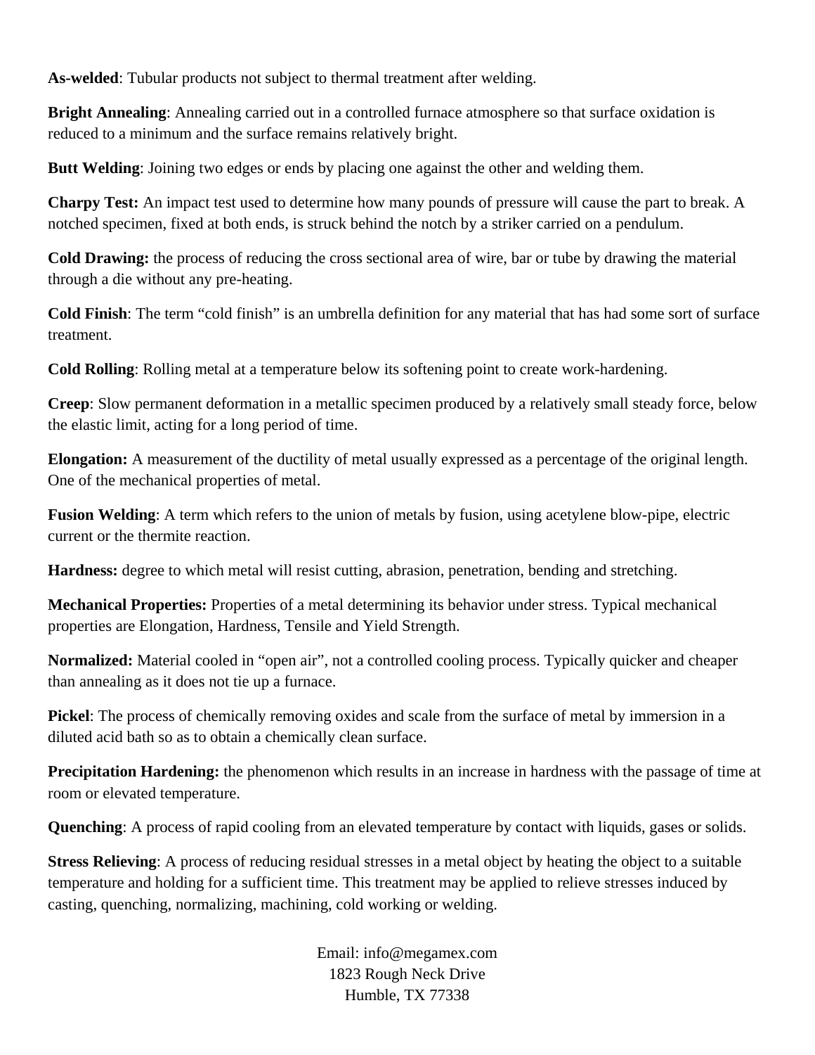**As-welded**: Tubular products not subject to thermal treatment after welding.

**Bright Annealing**: Annealing carried out in a controlled furnace atmosphere so that surface oxidation is reduced to a minimum and the surface remains relatively bright.

**Butt Welding**: Joining two edges or ends by placing one against the other and welding them.

**Charpy Test:** An impact test used to determine how many pounds of pressure will cause the part to break. A notched specimen, fixed at both ends, is struck behind the notch by a striker carried on a pendulum.

**Cold Drawing:** the process of reducing the cross sectional area of wire, bar or tube by drawing the material through a die without any pre-heating.

**Cold Finish**: The term "cold finish" is an umbrella definition for any material that has had some sort of surface treatment.

**Cold Rolling**: Rolling metal at a temperature below its softening point to create work-hardening.

**Creep**: Slow permanent deformation in a metallic specimen produced by a relatively small steady force, below the elastic limit, acting for a long period of time.

**Elongation:** A measurement of the ductility of metal usually expressed as a percentage of the original length. One of the mechanical properties of metal.

**Fusion Welding**: A term which refers to the union of metals by fusion, using acetylene blow-pipe, electric current or the thermite reaction.

**Hardness:** degree to which metal will resist cutting, abrasion, penetration, bending and stretching.

**Mechanical Properties:** Properties of a metal determining its behavior under stress. Typical mechanical properties are Elongation, Hardness, Tensile and Yield Strength.

**Normalized:** Material cooled in "open air", not a controlled cooling process. Typically quicker and cheaper than annealing as it does not tie up a furnace.

**Pickel**: The process of chemically removing oxides and scale from the surface of metal by immersion in a diluted acid bath so as to obtain a chemically clean surface.

**Precipitation Hardening:** the phenomenon which results in an increase in hardness with the passage of time at room or elevated temperature.

**Quenching**: A process of rapid cooling from an elevated temperature by contact with liquids, gases or solids.

**Stress Relieving**: A process of reducing residual stresses in a metal object by heating the object to a suitable temperature and holding for a sufficient time. This treatment may be applied to relieve stresses induced by casting, quenching, normalizing, machining, cold working or welding.

Email: info@megamex.com
1823 Rough Neck Drive
Humble, TX 77338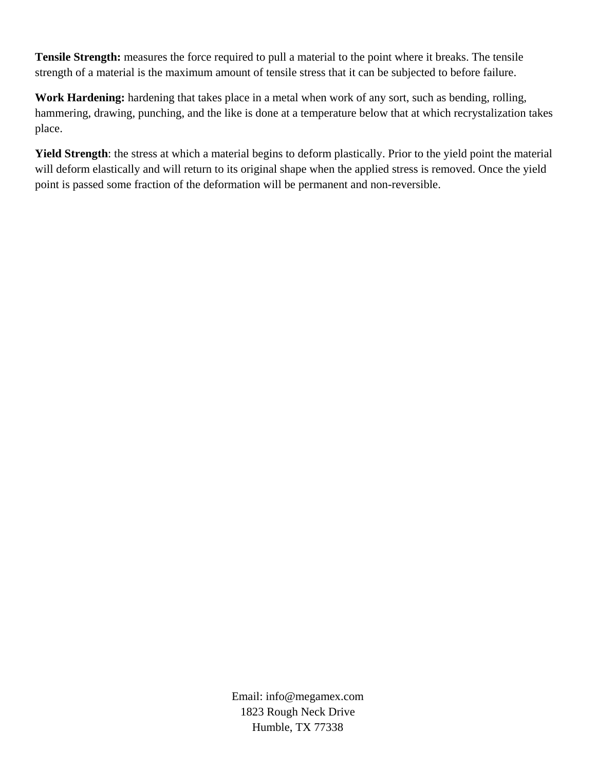**Tensile Strength:** measures the force required to pull a material to the point where it breaks. The tensile strength of a material is the maximum amount of tensile stress that it can be subjected to before failure.

**Work Hardening:** hardening that takes place in a metal when work of any sort, such as bending, rolling, hammering, drawing, punching, and the like is done at a temperature below that at which recrystalization takes place.

**Yield Strength**: the stress at which a material begins to deform plastically. Prior to the yield point the material will deform elastically and will return to its original shape when the applied stress is removed. Once the yield point is passed some fraction of the deformation will be permanent and non-reversible.

Email: info@megamex.com
1823 Rough Neck Drive
Humble, TX 77338